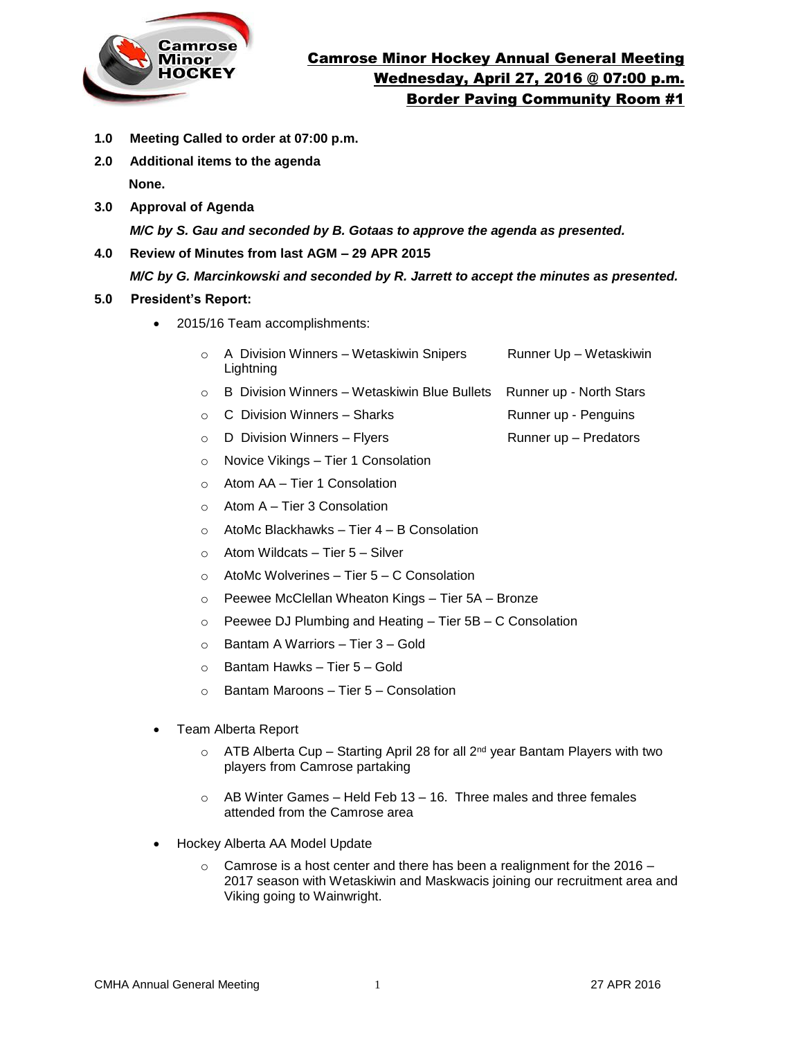## Camrose Minor Hockey Annual General Meeting
## Wednesday, April 27, 2016 @ 07:00 p.m.
## Border Paving Community Room #1

**1.0 Meeting Called to order at 07:00 p.m.**

**2.0 Additional items to the agenda**

**None.**

**3.0 Approval of Agenda**

***M/C by S. Gau and seconded by B. Gotaas to approve the agenda as presented.***

**4.0 Review of Minutes from last AGM – 29 APR 2015**

***M/C by G. Marcinkowski and seconded by R. Jarrett to accept the minutes as presented.***

**5.0 President's Report:**

- 2015/16 Team accomplishments:
  - A Division Winners – Wetaskiwin Snipers Runner Up – Wetaskiwin Lightning
  - B Division Winners – Wetaskiwin Blue Bullets Runner up - North Stars
  - C Division Winners – Sharks Runner up - Penguins
  - D Division Winners – Flyers Runner up – Predators
  - Novice Vikings – Tier 1 Consolation
  - Atom AA – Tier 1 Consolation
  - Atom A – Tier 3 Consolation
  - AtoMc Blackhawks – Tier 4 – B Consolation
  - Atom Wildcats – Tier 5 – Silver
  - AtoMc Wolverines – Tier 5 – C Consolation
  - Peewee McClellan Wheaton Kings – Tier 5A – Bronze
  - Peewee DJ Plumbing and Heating – Tier 5B – C Consolation
  - Bantam A Warriors – Tier 3 – Gold
  - Bantam Hawks – Tier 5 – Gold
  - Bantam Maroons – Tier 5 – Consolation

- Team Alberta Report
  - ATB Alberta Cup – Starting April 28 for all 2nd year Bantam Players with two players from Camrose partaking
  - AB Winter Games – Held Feb 13 – 16. Three males and three females attended from the Camrose area

- Hockey Alberta AA Model Update
  - Camrose is a host center and there has been a realignment for the 2016 – 2017 season with Wetaskiwin and Maskwacis joining our recruitment area and Viking going to Wainwright.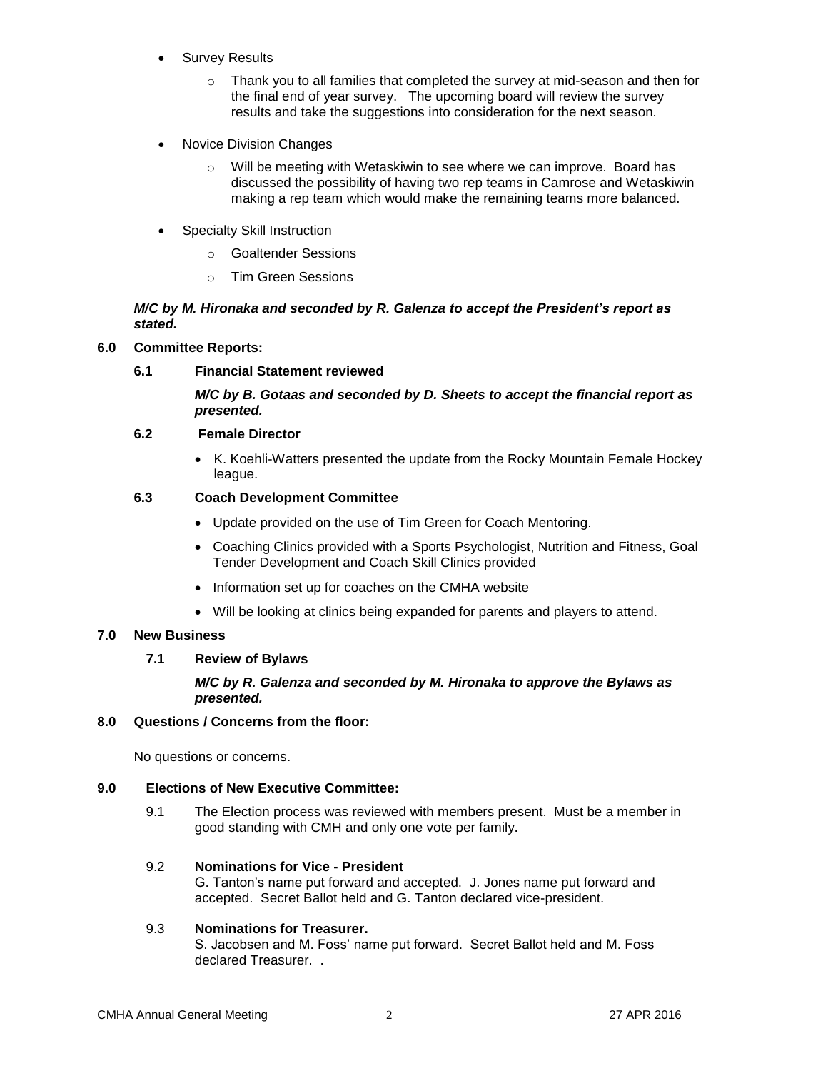- Survey Results
  - Thank you to all families that completed the survey at mid-season and then for the final end of year survey. The upcoming board will review the survey results and take the suggestions into consideration for the next season.
- Novice Division Changes
  - Will be meeting with Wetaskiwin to see where we can improve. Board has discussed the possibility of having two rep teams in Camrose and Wetaskiwin making a rep team which would make the remaining teams more balanced.
- Specialty Skill Instruction
  - Goaltender Sessions
  - Tim Green Sessions

***M/C by M. Hironaka and seconded by R. Galenza to accept the President's report as stated.***

**6.0 Committee Reports:**

**6.1 Financial Statement reviewed**

***M/C by B. Gotaas and seconded by D. Sheets to accept the financial report as presented.***

**6.2 Female Director**

- K. Koehli-Watters presented the update from the Rocky Mountain Female Hockey league.

**6.3 Coach Development Committee**

- Update provided on the use of Tim Green for Coach Mentoring.
- Coaching Clinics provided with a Sports Psychologist, Nutrition and Fitness, Goal Tender Development and Coach Skill Clinics provided
- Information set up for coaches on the CMHA website
- Will be looking at clinics being expanded for parents and players to attend.

**7.0 New Business**

**7.1 Review of Bylaws**

***M/C by R. Galenza and seconded by M. Hironaka to approve the Bylaws as presented.***

**8.0 Questions / Concerns from the floor:**

No questions or concerns.

**9.0 Elections of New Executive Committee:**

9.1 The Election process was reviewed with members present. Must be a member in good standing with CMH and only one vote per family.

9.2 **Nominations for Vice - President**
G. Tanton's name put forward and accepted. J. Jones name put forward and accepted. Secret Ballot held and G. Tanton declared vice-president.

9.3 **Nominations for Treasurer.**
S. Jacobsen and M. Foss' name put forward. Secret Ballot held and M. Foss declared Treasurer. .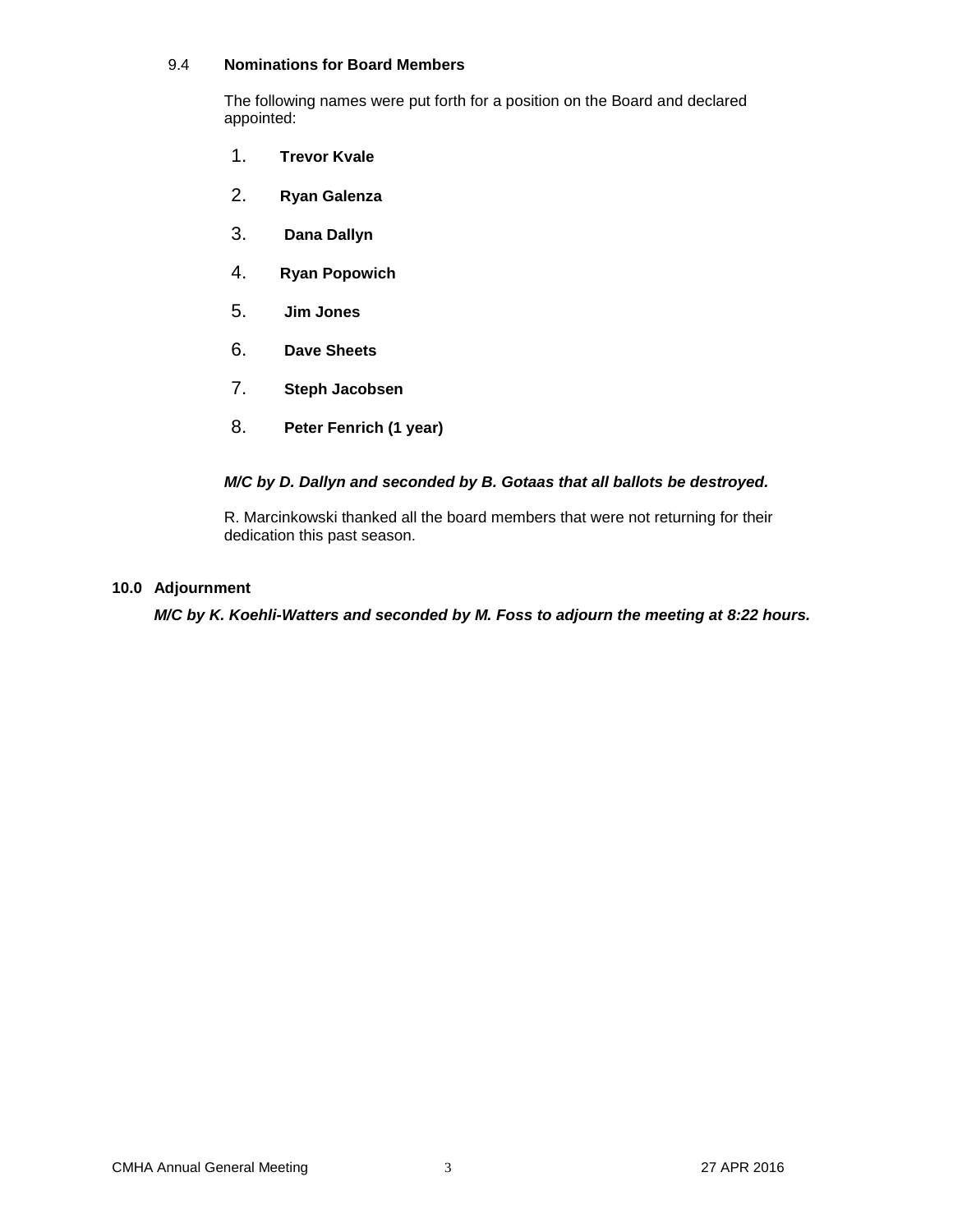### 9.4 Nominations for Board Members

The following names were put forth for a position on the Board and declared appointed:

1. **Trevor Kvale**
2. **Ryan Galenza**
3. **Dana Dallyn**
4. **Ryan Popowich**
5. **Jim Jones**
6. **Dave Sheets**
7. **Steph Jacobsen**
8. **Peter Fenrich (1 year)**

***M/C by D. Dallyn and seconded by B. Gotaas that all ballots be destroyed.***

R. Marcinkowski thanked all the board members that were not returning for their dedication this past season.

## 10.0 Adjournment

***M/C by K. Koehli-Watters and seconded by M. Foss to adjourn the meeting at 8:22 hours.***